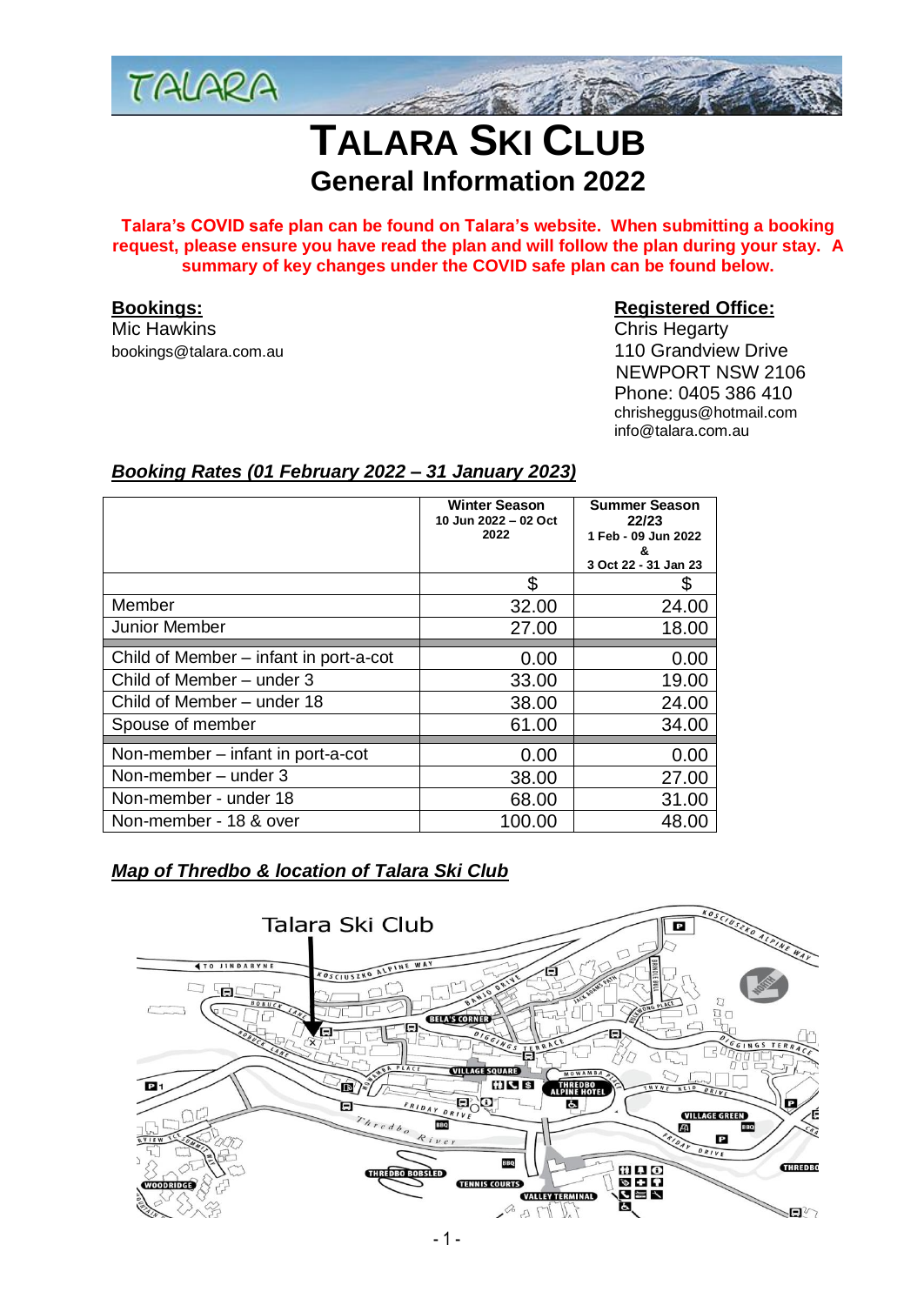# TALARA SKI CLUB

## General Information 2022

**Talara's COVID safe plan can be found on Talara's website. When submitting a booking request, please ensure you have read the plan and will follow the plan during your stay. A summary of key changes under the COVID safe plan can be found below.**

**Bookings:**
Mic Hawkins
bookings@talara.com.au

**Registered Office:**
Chris Hegarty
110 Grandview Drive
NEWPORT NSW 2106
Phone: 0405 386 410
chrisheggus@hotmail.com
info@talara.com.au

### *Booking Rates (01 February 2022 – 31 January 2023)*

| | Winter Season 10 Jun 2022 – 02 Oct 2022 | Summer Season 22/23 1 Feb - 09 Jun 2022 & 3 Oct 22 - 31 Jan 23 |
|---|---|---|
| | $ | $ |
| Member | 32.00 | 24.00 |
| Junior Member | 27.00 | 18.00 |
| Child of Member – infant in port-a-cot | 0.00 | 0.00 |
| Child of Member – under 3 | 33.00 | 19.00 |
| Child of Member – under 18 | 38.00 | 24.00 |
| Spouse of member | 61.00 | 34.00 |
| Non-member – infant in port-a-cot | 0.00 | 0.00 |
| Non-member – under 3 | 38.00 | 27.00 |
| Non-member - under 18 | 68.00 | 31.00 |
| Non-member - 18 & over | 100.00 | 48.00 |

### *Map of Thredbo & location of Talara Ski Club*

Talara Ski Club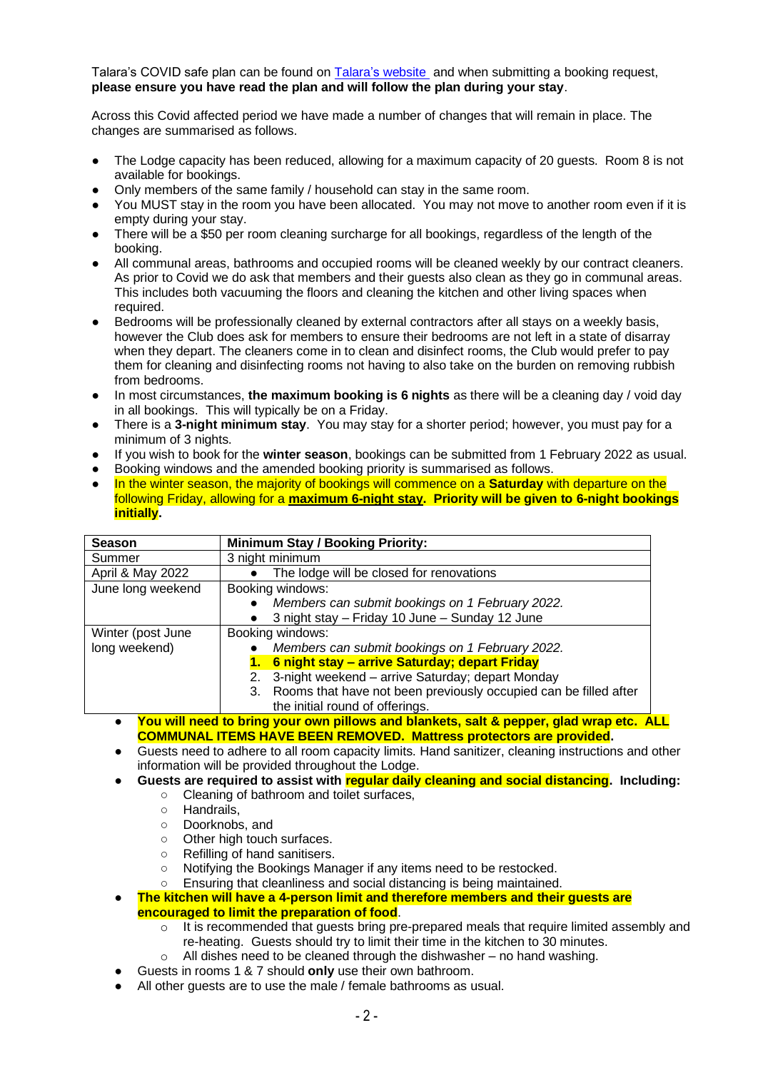Talara's COVID safe plan can be found on [Talara's website](#) and when submitting a booking request, **please ensure you have read the plan and will follow the plan during your stay**.

Across this Covid affected period we have made a number of changes that will remain in place. The changes are summarised as follows.

- The Lodge capacity has been reduced, allowing for a maximum capacity of 20 guests. Room 8 is not available for bookings.
- Only members of the same family / household can stay in the same room.
- You MUST stay in the room you have been allocated. You may not move to another room even if it is empty during your stay.
- There will be a $50 per room cleaning surcharge for all bookings, regardless of the length of the booking.
- All communal areas, bathrooms and occupied rooms will be cleaned weekly by our contract cleaners. As prior to Covid we do ask that members and their guests also clean as they go in communal areas. This includes both vacuuming the floors and cleaning the kitchen and other living spaces when required.
- Bedrooms will be professionally cleaned by external contractors after all stays on a weekly basis, however the Club does ask for members to ensure their bedrooms are not left in a state of disarray when they depart. The cleaners come in to clean and disinfect rooms, the Club would prefer to pay them for cleaning and disinfecting rooms not having to also take on the burden on removing rubbish from bedrooms.
- In most circumstances, **the maximum booking is 6 nights** as there will be a cleaning day / void day in all bookings. This will typically be on a Friday.
- There is a **3-night minimum stay**. You may stay for a shorter period; however, you must pay for a minimum of 3 nights.
- If you wish to book for the **winter season**, bookings can be submitted from 1 February 2022 as usual.
- Booking windows and the amended booking priority is summarised as follows.
- In the winter season, the majority of bookings will commence on a **Saturday** with departure on the following Friday, allowing for a **maximum 6-night stay**. **Priority will be given to 6-night bookings initially.**

| Season | Minimum Stay / Booking Priority: |
|---|---|
| Summer | 3 night minimum |
| April & May 2022 | • The lodge will be closed for renovations |
| June long weekend | Booking windows:<br>• *Members can submit bookings on 1 February 2022.*<br>• 3 night stay – Friday 10 June – Sunday 12 June |
| Winter (post June long weekend) | Booking windows:<br>• *Members can submit bookings on 1 February 2022.*<br>1. **6 night stay – arrive Saturday; depart Friday**<br>2. 3-night weekend – arrive Saturday; depart Monday<br>3. Rooms that have not been previously occupied can be filled after the initial round of offerings. |

- **You will need to bring your own pillows and blankets, salt & pepper, glad wrap etc. ALL COMMUNAL ITEMS HAVE BEEN REMOVED. Mattress protectors are provided.**
- Guests need to adhere to all room capacity limits. Hand sanitizer, cleaning instructions and other information will be provided throughout the Lodge.
- **Guests are required to assist with regular daily cleaning and social distancing. Including:**
  - Cleaning of bathroom and toilet surfaces,
  - Handrails,
  - Doorknobs, and
  - Other high touch surfaces.
  - Refilling of hand sanitisers.
  - Notifying the Bookings Manager if any items need to be restocked.
  - Ensuring that cleanliness and social distancing is being maintained.
- **The kitchen will have a 4-person limit and therefore members and their guests are encouraged to limit the preparation of food**.
  - It is recommended that guests bring pre-prepared meals that require limited assembly and re-heating. Guests should try to limit their time in the kitchen to 30 minutes.
  - All dishes need to be cleaned through the dishwasher – no hand washing.
- Guests in rooms 1 & 7 should **only** use their own bathroom.
- All other guests are to use the male / female bathrooms as usual.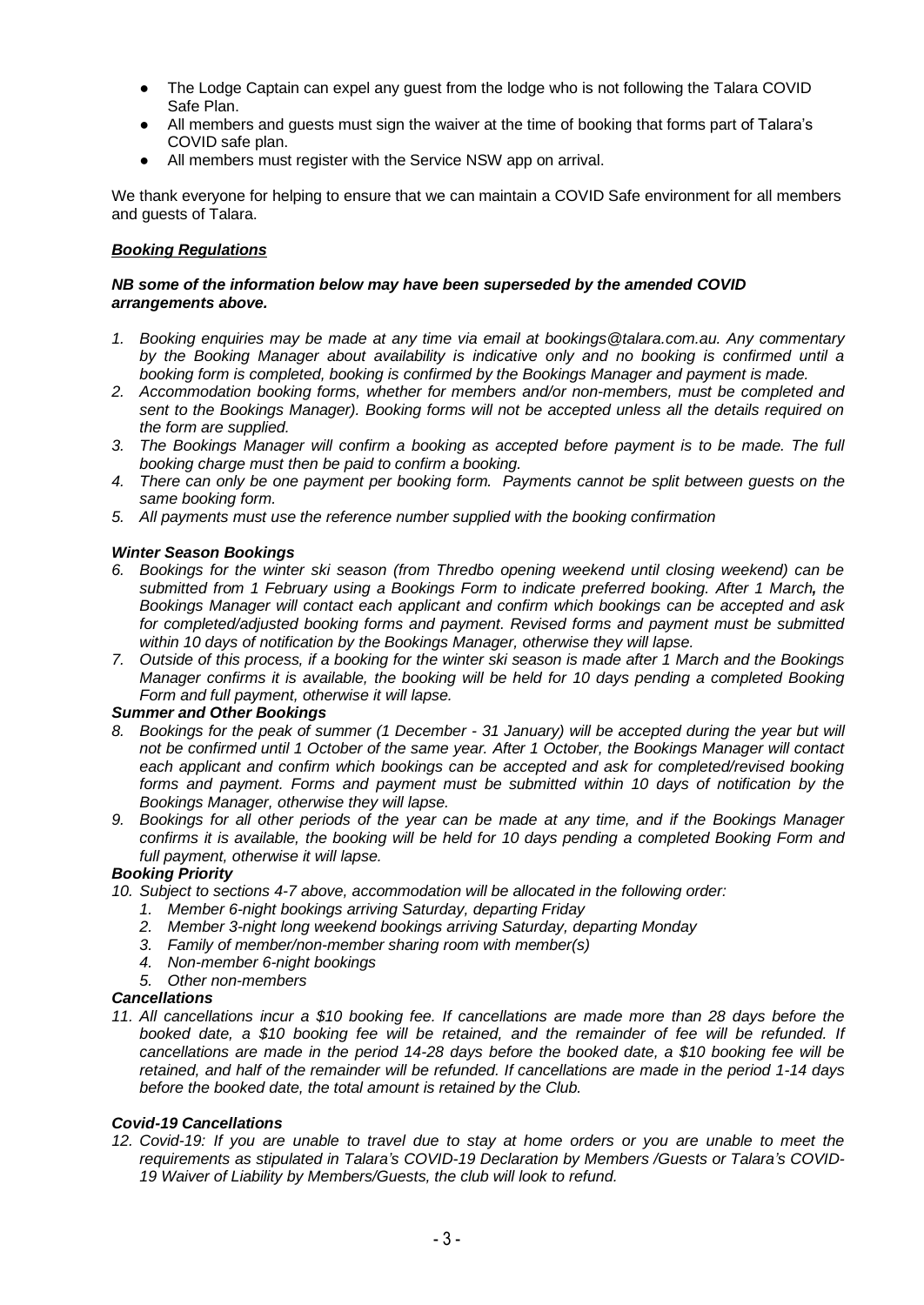- The Lodge Captain can expel any guest from the lodge who is not following the Talara COVID Safe Plan.
- All members and guests must sign the waiver at the time of booking that forms part of Talara's COVID safe plan.
- All members must register with the Service NSW app on arrival.

We thank everyone for helping to ensure that we can maintain a COVID Safe environment for all members and guests of Talara.

***<u>Booking Regulations</u>***

***NB some of the information below may have been superseded by the amended COVID arrangements above.***

1. *Booking enquiries may be made at any time via email at bookings@talara.com.au. Any commentary by the Booking Manager about availability is indicative only and no booking is confirmed until a booking form is completed, booking is confirmed by the Bookings Manager and payment is made.*
2. *Accommodation booking forms, whether for members and/or non-members, must be completed and sent to the Bookings Manager). Booking forms will not be accepted unless all the details required on the form are supplied.*
3. *The Bookings Manager will confirm a booking as accepted before payment is to be made. The full booking charge must then be paid to confirm a booking.*
4. *There can only be one payment per booking form. Payments cannot be split between guests on the same booking form.*
5. *All payments must use the reference number supplied with the booking confirmation*

***Winter Season Bookings***

6. *Bookings for the winter ski season (from Thredbo opening weekend until closing weekend) can be submitted from 1 February using a Bookings Form to indicate preferred booking. After 1 March**,** the Bookings Manager will contact each applicant and confirm which bookings can be accepted and ask for completed/adjusted booking forms and payment. Revised forms and payment must be submitted within 10 days of notification by the Bookings Manager, otherwise they will lapse.*
7. *Outside of this process, if a booking for the winter ski season is made after 1 March and the Bookings Manager confirms it is available, the booking will be held for 10 days pending a completed Booking Form and full payment, otherwise it will lapse.*

***Summer and Other Bookings***

8. *Bookings for the peak of summer (1 December - 31 January) will be accepted during the year but will not be confirmed until 1 October of the same year. After 1 October, the Bookings Manager will contact each applicant and confirm which bookings can be accepted and ask for completed/revised booking forms and payment. Forms and payment must be submitted within 10 days of notification by the Bookings Manager, otherwise they will lapse.*
9. *Bookings for all other periods of the year can be made at any time, and if the Bookings Manager confirms it is available, the booking will be held for 10 days pending a completed Booking Form and full payment, otherwise it will lapse.*

***Booking Priority***

10. *Subject to sections 4-7 above, accommodation will be allocated in the following order:*
    1. *Member 6-night bookings arriving Saturday, departing Friday*
    2. *Member 3-night long weekend bookings arriving Saturday, departing Monday*
    3. *Family of member/non-member sharing room with member(s)*
    4. *Non-member 6-night bookings*
    5. *Other non-members*

***Cancellations***

11. *All cancellations incur a $10 booking fee. If cancellations are made more than 28 days before the booked date, a $10 booking fee will be retained, and the remainder of fee will be refunded. If cancellations are made in the period 14-28 days before the booked date, a $10 booking fee will be retained, and half of the remainder will be refunded. If cancellations are made in the period 1-14 days before the booked date, the total amount is retained by the Club.*

***Covid-19 Cancellations***

12. *Covid-19: If you are unable to travel due to stay at home orders or you are unable to meet the requirements as stipulated in Talara's COVID-19 Declaration by Members /Guests or Talara's COVID-19 Waiver of Liability by Members/Guests, the club will look to refund.*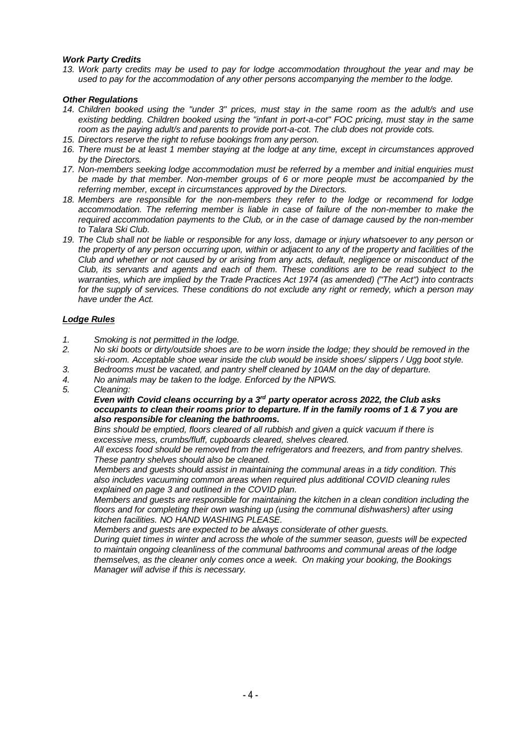### *Work Party Credits*

*13. Work party credits may be used to pay for lodge accommodation throughout the year and may be used to pay for the accommodation of any other persons accompanying the member to the lodge.*

### *Other Regulations*

*14. Children booked using the "under 3" prices, must stay in the same room as the adult/s and use existing bedding. Children booked using the "infant in port-a-cot" FOC pricing, must stay in the same room as the paying adult/s and parents to provide port-a-cot. The club does not provide cots.*

*15. Directors reserve the right to refuse bookings from any person.*

*16. There must be at least 1 member staying at the lodge at any time, except in circumstances approved by the Directors.*

*17. Non-members seeking lodge accommodation must be referred by a member and initial enquiries must be made by that member. Non-member groups of 6 or more people must be accompanied by the referring member, except in circumstances approved by the Directors.*

*18. Members are responsible for the non-members they refer to the lodge or recommend for lodge accommodation. The referring member is liable in case of failure of the non-member to make the required accommodation payments to the Club, or in the case of damage caused by the non-member to Talara Ski Club.*

*19. The Club shall not be liable or responsible for any loss, damage or injury whatsoever to any person or the property of any person occurring upon, within or adjacent to any of the property and facilities of the Club and whether or not caused by or arising from any acts, default, negligence or misconduct of the Club, its servants and agents and each of them. These conditions are to be read subject to the warranties, which are implied by the Trade Practices Act 1974 (as amended) ("The Act") into contracts for the supply of services. These conditions do not exclude any right or remedy, which a person may have under the Act.*

### ***Lodge Rules***

1. *Smoking is not permitted in the lodge.*
2. *No ski boots or dirty/outside shoes are to be worn inside the lodge; they should be removed in the ski-room. Acceptable shoe wear inside the club would be inside shoes/ slippers / Ugg boot style.*
3. *Bedrooms must be vacated, and pantry shelf cleaned by 10AM on the day of departure.*
4. *No animals may be taken to the lodge. Enforced by the NPWS.*
5. *Cleaning:*

   ***Even with Covid cleans occurring by a 3rd party operator across 2022, the Club asks occupants to clean their rooms prior to departure. If in the family rooms of 1 & 7 you are also responsible for cleaning the bathrooms.***

   *Bins should be emptied, floors cleared of all rubbish and given a quick vacuum if there is excessive mess, crumbs/fluff, cupboards cleared, shelves cleared.*

   *All excess food should be removed from the refrigerators and freezers, and from pantry shelves. These pantry shelves should also be cleaned.*

   *Members and guests should assist in maintaining the communal areas in a tidy condition. This also includes vacuuming common areas when required plus additional COVID cleaning rules explained on page 3 and outlined in the COVID plan.*

   *Members and guests are responsible for maintaining the kitchen in a clean condition including the floors and for completing their own washing up (using the communal dishwashers) after using kitchen facilities. NO HAND WASHING PLEASE.*

   *Members and guests are expected to be always considerate of other guests.*

   *During quiet times in winter and across the whole of the summer season, guests will be expected to maintain ongoing cleanliness of the communal bathrooms and communal areas of the lodge themselves, as the cleaner only comes once a week. On making your booking, the Bookings Manager will advise if this is necessary.*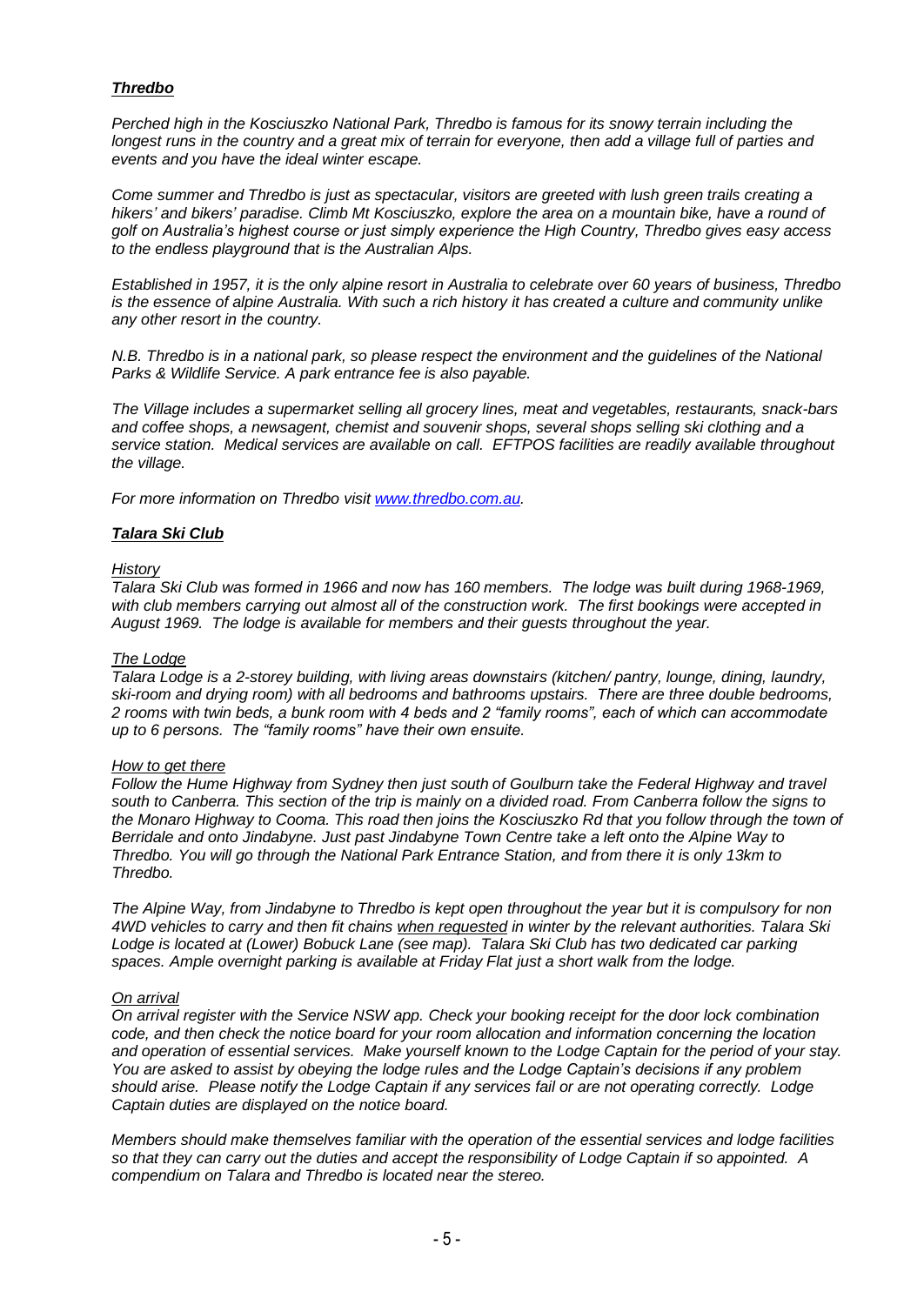## ***Thredbo***

*Perched high in the Kosciuszko National Park, Thredbo is famous for its snowy terrain including the longest runs in the country and a great mix of terrain for everyone, then add a village full of parties and events and you have the ideal winter escape.*

*Come summer and Thredbo is just as spectacular, visitors are greeted with lush green trails creating a hikers' and bikers' paradise. Climb Mt Kosciuszko, explore the area on a mountain bike, have a round of golf on Australia's highest course or just simply experience the High Country, Thredbo gives easy access to the endless playground that is the Australian Alps.*

*Established in 1957, it is the only alpine resort in Australia to celebrate over 60 years of business, Thredbo is the essence of alpine Australia. With such a rich history it has created a culture and community unlike any other resort in the country.*

*N.B. Thredbo is in a national park, so please respect the environment and the guidelines of the National Parks & Wildlife Service. A park entrance fee is also payable.*

*The Village includes a supermarket selling all grocery lines, meat and vegetables, restaurants, snack-bars and coffee shops, a newsagent, chemist and souvenir shops, several shops selling ski clothing and a service station. Medical services are available on call. EFTPOS facilities are readily available throughout the village.*

*For more information on Thredbo visit [www.thredbo.com.au](http://www.thredbo.com.au).*

## ***Talara Ski Club***

### *History*

*Talara Ski Club was formed in 1966 and now has 160 members. The lodge was built during 1968-1969, with club members carrying out almost all of the construction work. The first bookings were accepted in August 1969. The lodge is available for members and their guests throughout the year.*

### *The Lodge*

*Talara Lodge is a 2-storey building, with living areas downstairs (kitchen/ pantry, lounge, dining, laundry, ski-room and drying room) with all bedrooms and bathrooms upstairs. There are three double bedrooms, 2 rooms with twin beds, a bunk room with 4 beds and 2 "family rooms", each of which can accommodate up to 6 persons. The "family rooms" have their own ensuite.*

### *How to get there*

*Follow the Hume Highway from Sydney then just south of Goulburn take the Federal Highway and travel south to Canberra. This section of the trip is mainly on a divided road. From Canberra follow the signs to the Monaro Highway to Cooma. This road then joins the Kosciuszko Rd that you follow through the town of Berridale and onto Jindabyne. Just past Jindabyne Town Centre take a left onto the Alpine Way to Thredbo. You will go through the National Park Entrance Station, and from there it is only 13km to Thredbo.*

*The Alpine Way, from Jindabyne to Thredbo is kept open throughout the year but it is compulsory for non 4WD vehicles to carry and then fit chains <u>when requested</u> in winter by the relevant authorities. Talara Ski Lodge is located at (Lower) Bobuck Lane (see map). Talara Ski Club has two dedicated car parking spaces. Ample overnight parking is available at Friday Flat just a short walk from the lodge.*

### *On arrival*

*On arrival register with the Service NSW app. Check your booking receipt for the door lock combination code, and then check the notice board for your room allocation and information concerning the location and operation of essential services. Make yourself known to the Lodge Captain for the period of your stay. You are asked to assist by obeying the lodge rules and the Lodge Captain's decisions if any problem should arise. Please notify the Lodge Captain if any services fail or are not operating correctly. Lodge Captain duties are displayed on the notice board.*

*Members should make themselves familiar with the operation of the essential services and lodge facilities so that they can carry out the duties and accept the responsibility of Lodge Captain if so appointed. A compendium on Talara and Thredbo is located near the stereo.*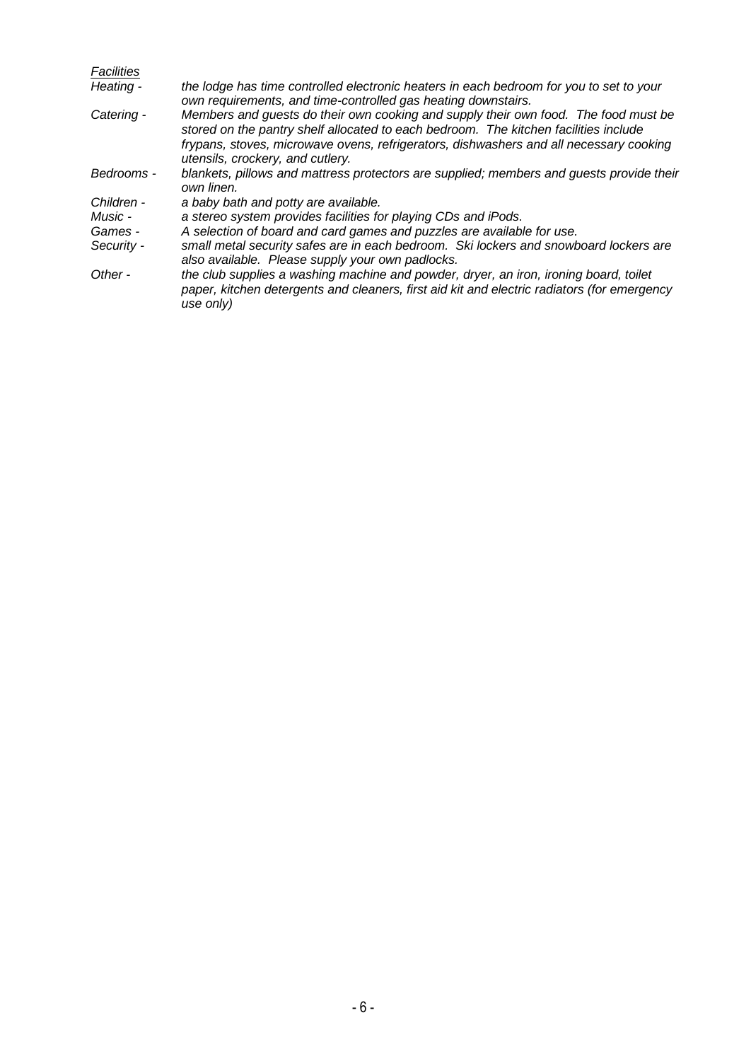*Facilities*

*Heating -* *the lodge has time controlled electronic heaters in each bedroom for you to set to your own requirements, and time-controlled gas heating downstairs.*

*Catering -* *Members and guests do their own cooking and supply their own food. The food must be stored on the pantry shelf allocated to each bedroom. The kitchen facilities include frypans, stoves, microwave ovens, refrigerators, dishwashers and all necessary cooking utensils, crockery, and cutlery.*

*Bedrooms -* *blankets, pillows and mattress protectors are supplied; members and guests provide their own linen.*

*Children -* *a baby bath and potty are available.*

*Music -* *a stereo system provides facilities for playing CDs and iPods.*

*Games -* *A selection of board and card games and puzzles are available for use.*

*Security -* *small metal security safes are in each bedroom. Ski lockers and snowboard lockers are also available. Please supply your own padlocks.*

*Other -* *the club supplies a washing machine and powder, dryer, an iron, ironing board, toilet paper, kitchen detergents and cleaners, first aid kit and electric radiators (for emergency use only)*